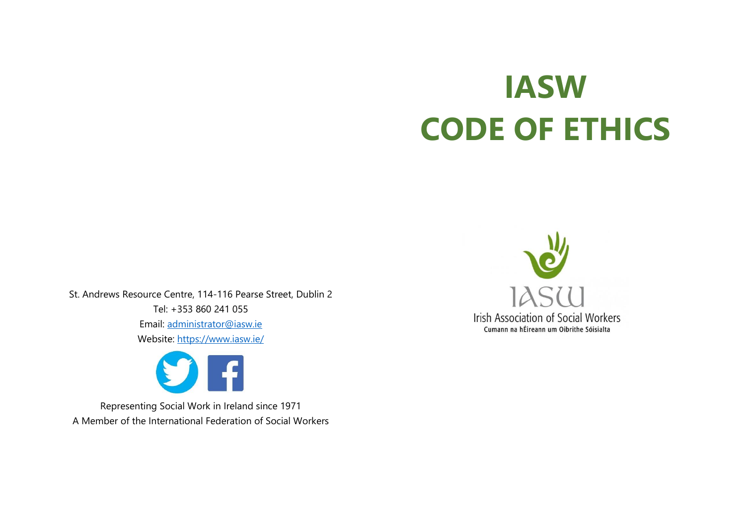# IASW
# CODE OF ETHICS

IASW
Irish Association of Social Workers
Cumann na hÉireann um Oibrithe Sóisialta

St. Andrews Resource Centre, 114-116 Pearse Street, Dublin 2
Tel: +353 860 241 055
Email: administrator@iasw.ie
Website: https://www.iasw.ie/

Representing Social Work in Ireland since 1971
A Member of the International Federation of Social Workers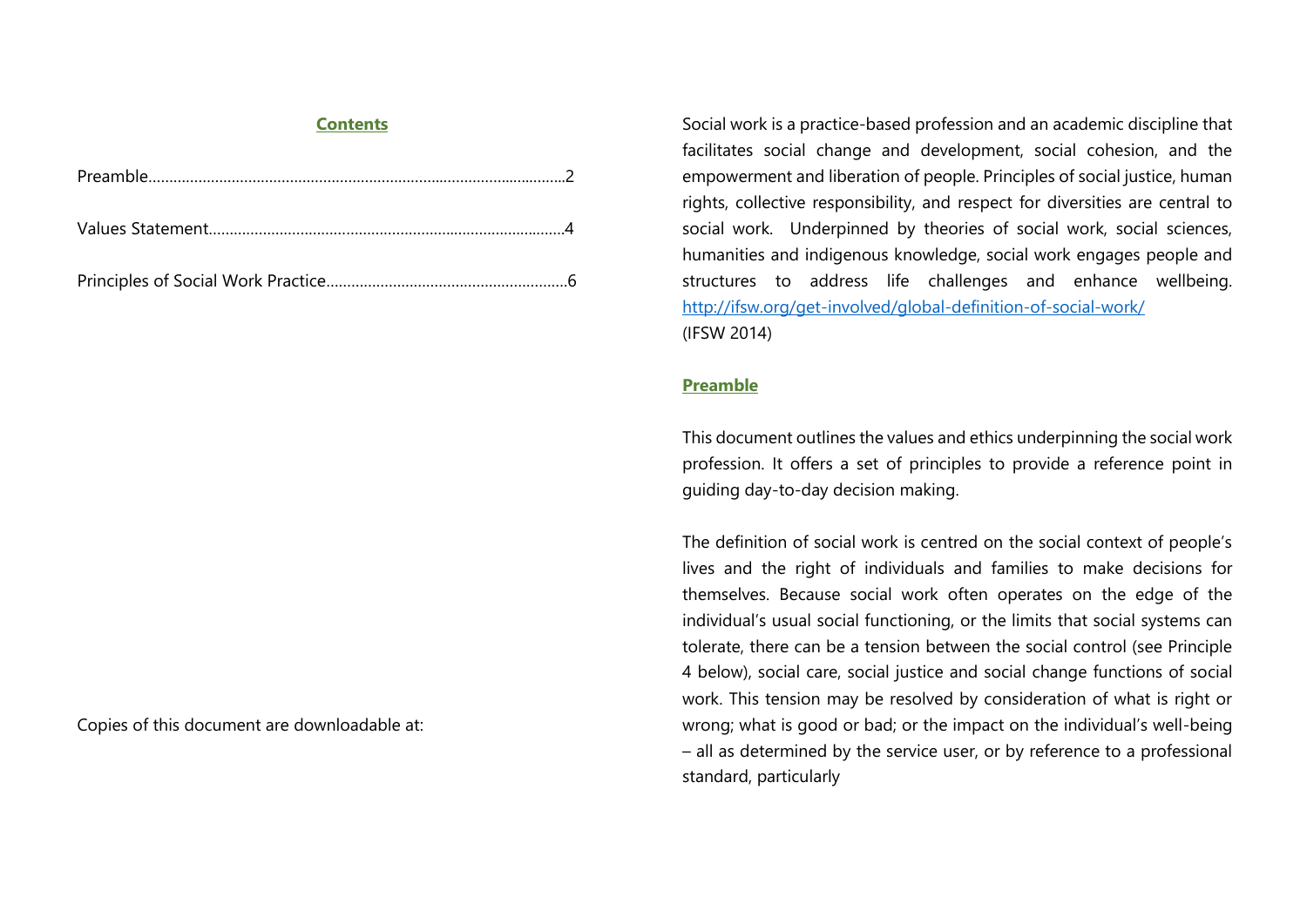## Contents

Preamble……………………………………………………………………………………2

Values Statement……………………………………………………………………………4

Principles of Social Work Practice…………………………………………………………6

Copies of this document are downloadable at:

Social work is a practice-based profession and an academic discipline that facilitates social change and development, social cohesion, and the empowerment and liberation of people. Principles of social justice, human rights, collective responsibility, and respect for diversities are central to social work. Underpinned by theories of social work, social sciences, humanities and indigenous knowledge, social work engages people and structures to address life challenges and enhance wellbeing. http://ifsw.org/get-involved/global-definition-of-social-work/
(IFSW 2014)

## Preamble

This document outlines the values and ethics underpinning the social work profession. It offers a set of principles to provide a reference point in guiding day-to-day decision making.

The definition of social work is centred on the social context of people's lives and the right of individuals and families to make decisions for themselves. Because social work often operates on the edge of the individual's usual social functioning, or the limits that social systems can tolerate, there can be a tension between the social control (see Principle 4 below), social care, social justice and social change functions of social work. This tension may be resolved by consideration of what is right or wrong; what is good or bad; or the impact on the individual's well-being – all as determined by the service user, or by reference to a professional standard, particularly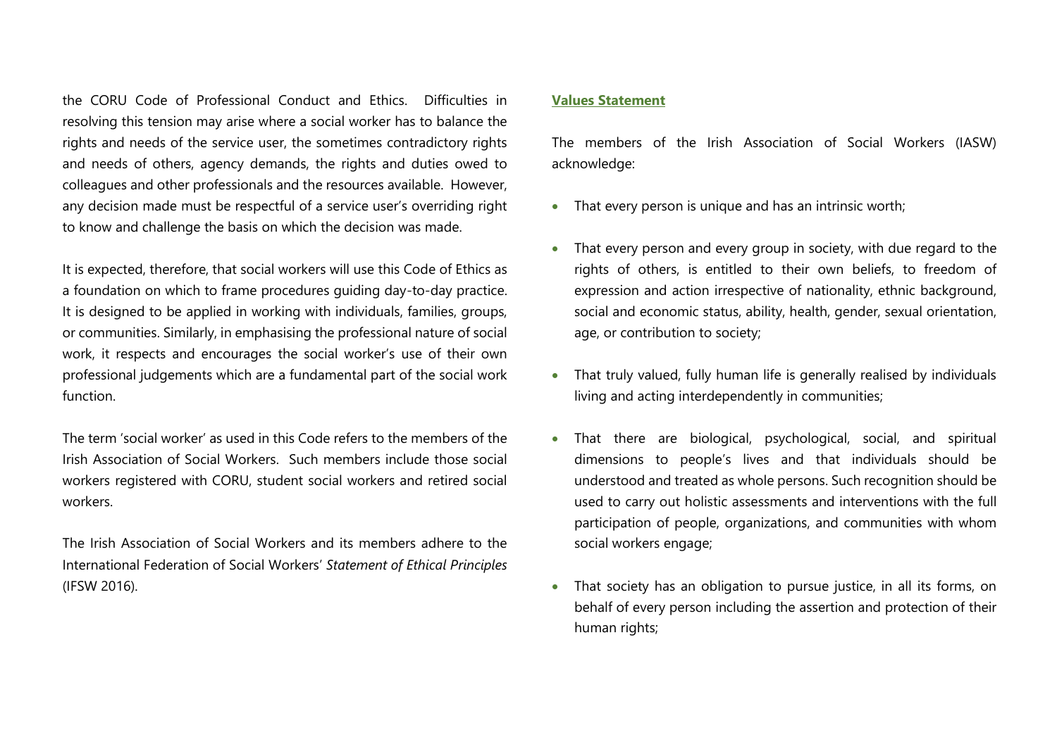the CORU Code of Professional Conduct and Ethics. Difficulties in resolving this tension may arise where a social worker has to balance the rights and needs of the service user, the sometimes contradictory rights and needs of others, agency demands, the rights and duties owed to colleagues and other professionals and the resources available. However, any decision made must be respectful of a service user's overriding right to know and challenge the basis on which the decision was made.

It is expected, therefore, that social workers will use this Code of Ethics as a foundation on which to frame procedures guiding day-to-day practice. It is designed to be applied in working with individuals, families, groups, or communities. Similarly, in emphasising the professional nature of social work, it respects and encourages the social worker's use of their own professional judgements which are a fundamental part of the social work function.

The term 'social worker' as used in this Code refers to the members of the Irish Association of Social Workers. Such members include those social workers registered with CORU, student social workers and retired social workers.

The Irish Association of Social Workers and its members adhere to the International Federation of Social Workers' *Statement of Ethical Principles* (IFSW 2016).

## Values Statement

The members of the Irish Association of Social Workers (IASW) acknowledge:

- That every person is unique and has an intrinsic worth;
- That every person and every group in society, with due regard to the rights of others, is entitled to their own beliefs, to freedom of expression and action irrespective of nationality, ethnic background, social and economic status, ability, health, gender, sexual orientation, age, or contribution to society;
- That truly valued, fully human life is generally realised by individuals living and acting interdependently in communities;
- That there are biological, psychological, social, and spiritual dimensions to people's lives and that individuals should be understood and treated as whole persons. Such recognition should be used to carry out holistic assessments and interventions with the full participation of people, organizations, and communities with whom social workers engage;
- That society has an obligation to pursue justice, in all its forms, on behalf of every person including the assertion and protection of their human rights;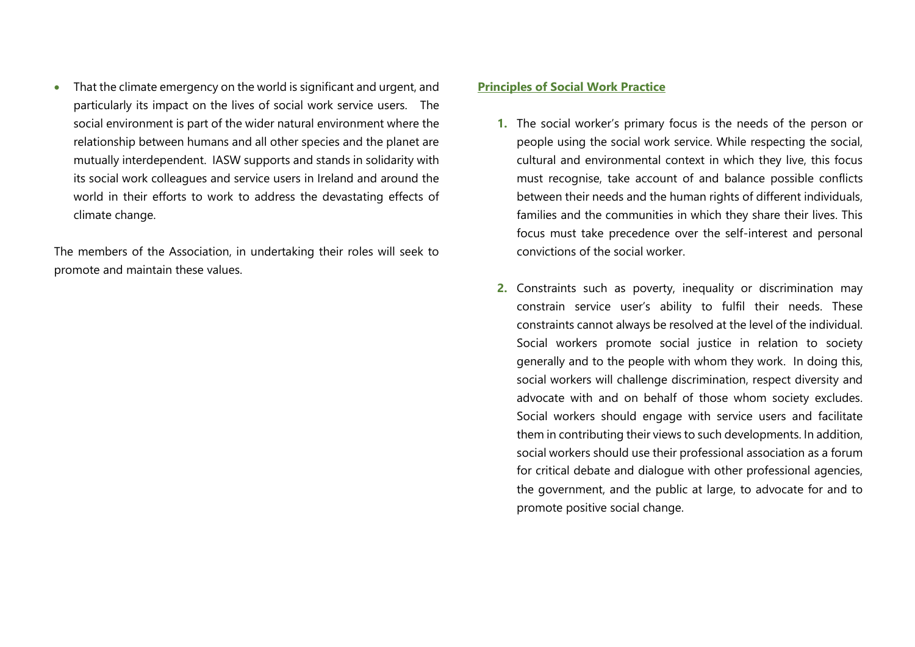- That the climate emergency on the world is significant and urgent, and particularly its impact on the lives of social work service users. The social environment is part of the wider natural environment where the relationship between humans and all other species and the planet are mutually interdependent. IASW supports and stands in solidarity with its social work colleagues and service users in Ireland and around the world in their efforts to work to address the devastating effects of climate change.

The members of the Association, in undertaking their roles will seek to promote and maintain these values.

## Principles of Social Work Practice

1. The social worker's primary focus is the needs of the person or people using the social work service. While respecting the social, cultural and environmental context in which they live, this focus must recognise, take account of and balance possible conflicts between their needs and the human rights of different individuals, families and the communities in which they share their lives. This focus must take precedence over the self-interest and personal convictions of the social worker.

2. Constraints such as poverty, inequality or discrimination may constrain service user's ability to fulfil their needs. These constraints cannot always be resolved at the level of the individual. Social workers promote social justice in relation to society generally and to the people with whom they work. In doing this, social workers will challenge discrimination, respect diversity and advocate with and on behalf of those whom society excludes. Social workers should engage with service users and facilitate them in contributing their views to such developments. In addition, social workers should use their professional association as a forum for critical debate and dialogue with other professional agencies, the government, and the public at large, to advocate for and to promote positive social change.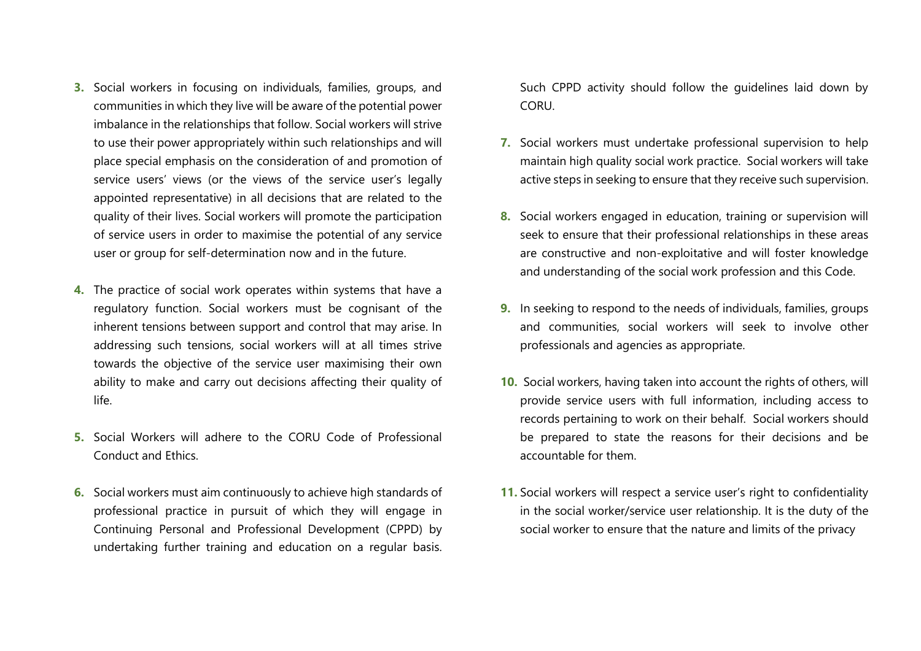3. Social workers in focusing on individuals, families, groups, and communities in which they live will be aware of the potential power imbalance in the relationships that follow. Social workers will strive to use their power appropriately within such relationships and will place special emphasis on the consideration of and promotion of service users' views (or the views of the service user's legally appointed representative) in all decisions that are related to the quality of their lives. Social workers will promote the participation of service users in order to maximise the potential of any service user or group for self-determination now and in the future.

4. The practice of social work operates within systems that have a regulatory function. Social workers must be cognisant of the inherent tensions between support and control that may arise. In addressing such tensions, social workers will at all times strive towards the objective of the service user maximising their own ability to make and carry out decisions affecting their quality of life.

5. Social Workers will adhere to the CORU Code of Professional Conduct and Ethics.

6. Social workers must aim continuously to achieve high standards of professional practice in pursuit of which they will engage in Continuing Personal and Professional Development (CPPD) by undertaking further training and education on a regular basis. Such CPPD activity should follow the guidelines laid down by CORU.

7. Social workers must undertake professional supervision to help maintain high quality social work practice. Social workers will take active steps in seeking to ensure that they receive such supervision.

8. Social workers engaged in education, training or supervision will seek to ensure that their professional relationships in these areas are constructive and non-exploitative and will foster knowledge and understanding of the social work profession and this Code.

9. In seeking to respond to the needs of individuals, families, groups and communities, social workers will seek to involve other professionals and agencies as appropriate.

10. Social workers, having taken into account the rights of others, will provide service users with full information, including access to records pertaining to work on their behalf. Social workers should be prepared to state the reasons for their decisions and be accountable for them.

11. Social workers will respect a service user's right to confidentiality in the social worker/service user relationship. It is the duty of the social worker to ensure that the nature and limits of the privacy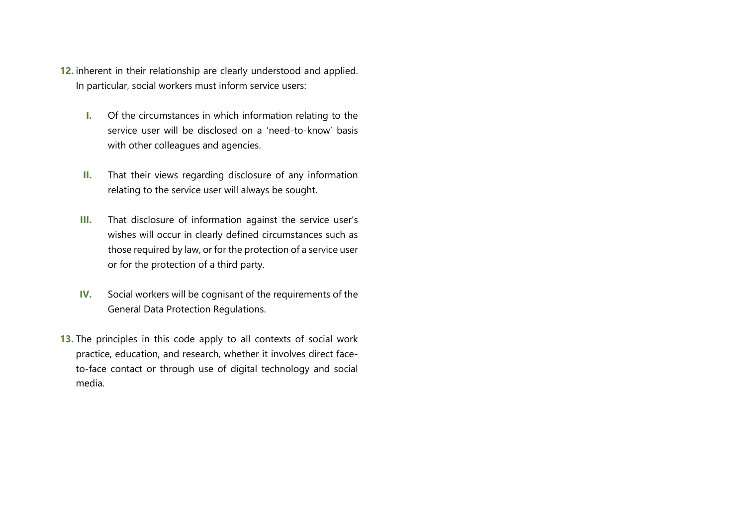12. inherent in their relationship are clearly understood and applied. In particular, social workers must inform service users:

    I. Of the circumstances in which information relating to the service user will be disclosed on a 'need-to-know' basis with other colleagues and agencies.

    II. That their views regarding disclosure of any information relating to the service user will always be sought.

    III. That disclosure of information against the service user's wishes will occur in clearly defined circumstances such as those required by law, or for the protection of a service user or for the protection of a third party.

    IV. Social workers will be cognisant of the requirements of the General Data Protection Regulations.

13. The principles in this code apply to all contexts of social work practice, education, and research, whether it involves direct face-to-face contact or through use of digital technology and social media.